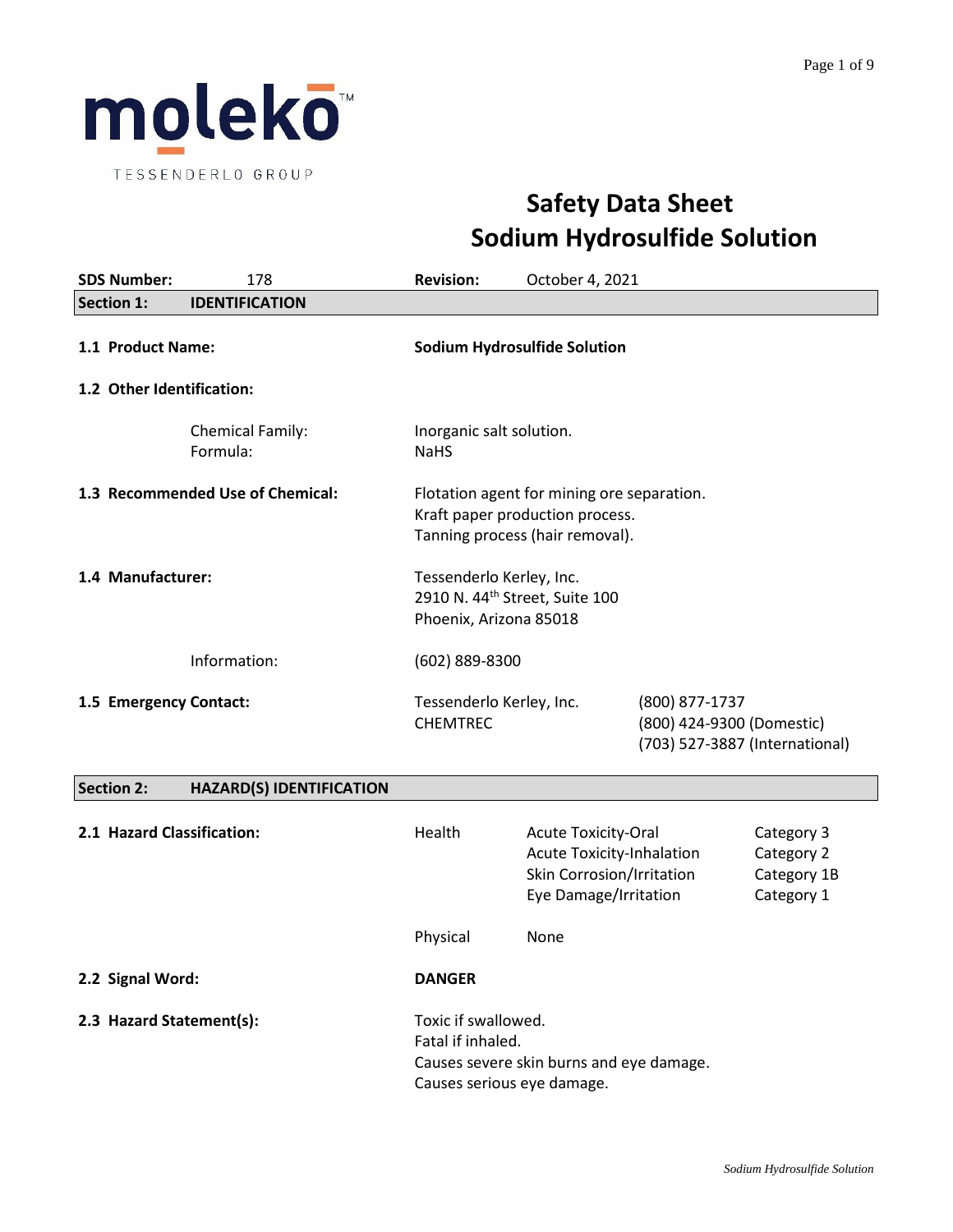moleko™

TESSENDERLO GROUP

# Safety Data Sheet
# Sodium Hydrosulfide Solution

**SDS Number:** 178 **Revision:** October 4, 2021

## Section 1: IDENTIFICATION

**1.1 Product Name:** **Sodium Hydrosulfide Solution**

**1.2 Other Identification:**

Chemical Family: Inorganic salt solution.
Formula: NaHS

**1.3 Recommended Use of Chemical:** Flotation agent for mining ore separation.
Kraft paper production process.
Tanning process (hair removal).

**1.4 Manufacturer:** Tessenderlo Kerley, Inc.
2910 N. 44th Street, Suite 100
Phoenix, Arizona 85018

Information: (602) 889-8300

**1.5 Emergency Contact:**

| | |
|---|---|
| Tessenderlo Kerley, Inc. | (800) 877-1737 |
| CHEMTREC | (800) 424-9300 (Domestic) |
| | (703) 527-3887 (International) |

## Section 2: HAZARD(S) IDENTIFICATION

**2.1 Hazard Classification:**

| | | |
|---|---|---|
| Health | Acute Toxicity-Oral | Category 3 |
| | Acute Toxicity-Inhalation | Category 2 |
| | Skin Corrosion/Irritation | Category 1B |
| | Eye Damage/Irritation | Category 1 |
| Physical | None | |

**2.2 Signal Word:** **DANGER**

**2.3 Hazard Statement(s):** Toxic if swallowed.
Fatal if inhaled.
Causes severe skin burns and eye damage.
Causes serious eye damage.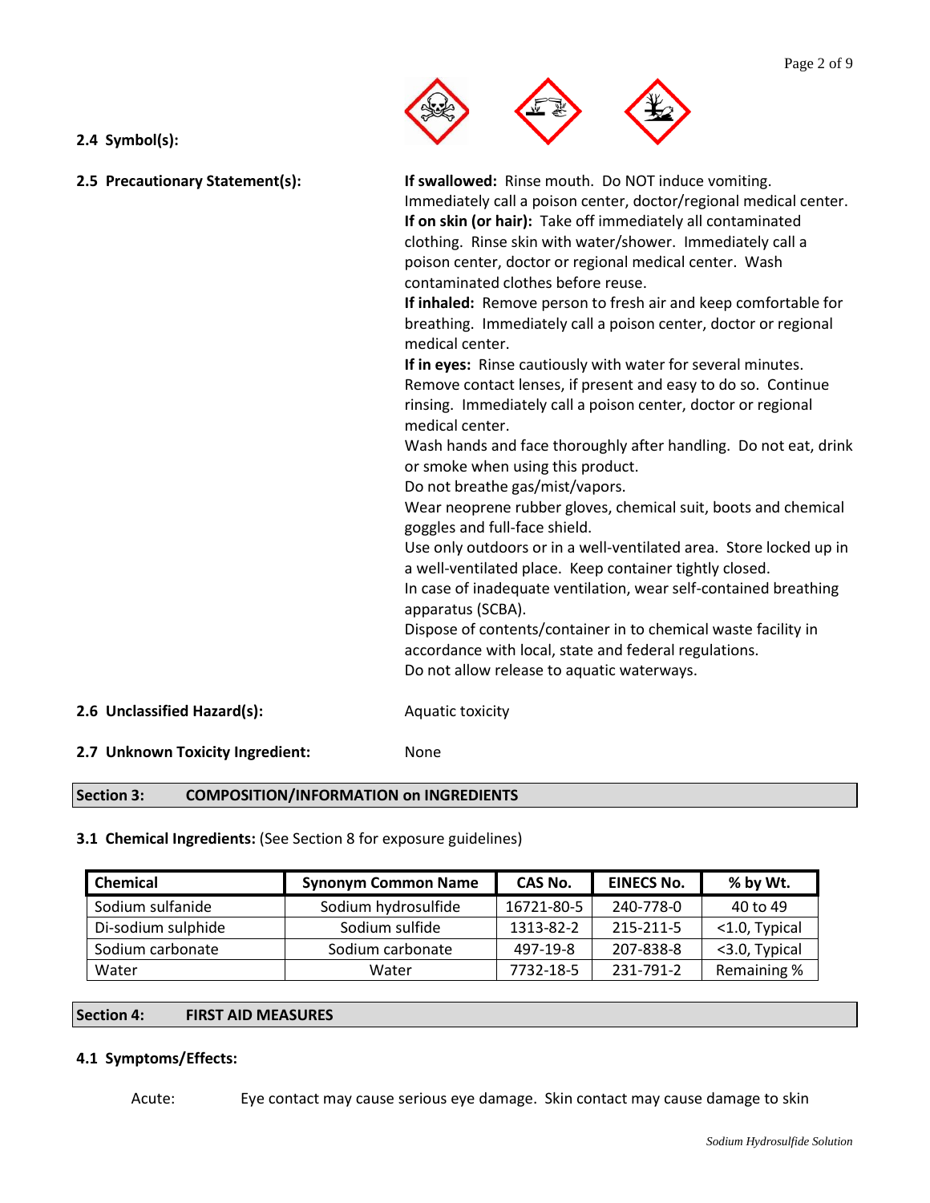**2.4 Symbol(s):**

**2.5 Precautionary Statement(s):**

**If swallowed:** Rinse mouth. Do NOT induce vomiting. Immediately call a poison center, doctor/regional medical center.
**If on skin (or hair):** Take off immediately all contaminated clothing. Rinse skin with water/shower. Immediately call a poison center, doctor or regional medical center. Wash contaminated clothes before reuse.
**If inhaled:** Remove person to fresh air and keep comfortable for breathing. Immediately call a poison center, doctor or regional medical center.
**If in eyes:** Rinse cautiously with water for several minutes. Remove contact lenses, if present and easy to do so. Continue rinsing. Immediately call a poison center, doctor or regional medical center.
Wash hands and face thoroughly after handling. Do not eat, drink or smoke when using this product.
Do not breathe gas/mist/vapors.
Wear neoprene rubber gloves, chemical suit, boots and chemical goggles and full-face shield.
Use only outdoors or in a well-ventilated area. Store locked up in a well-ventilated place. Keep container tightly closed.
In case of inadequate ventilation, wear self-contained breathing apparatus (SCBA).
Dispose of contents/container in to chemical waste facility in accordance with local, state and federal regulations.
Do not allow release to aquatic waterways.

**2.6 Unclassified Hazard(s):** Aquatic toxicity

**2.7 Unknown Toxicity Ingredient:** None

## Section 3: COMPOSITION/INFORMATION on INGREDIENTS

**3.1 Chemical Ingredients:** (See Section 8 for exposure guidelines)

| Chemical | Synonym Common Name | CAS No. | EINECS No. | % by Wt. |
|---|---|---|---|---|
| Sodium sulfanide | Sodium hydrosulfide | 16721-80-5 | 240-778-0 | 40 to 49 |
| Di-sodium sulphide | Sodium sulfide | 1313-82-2 | 215-211-5 | <1.0, Typical |
| Sodium carbonate | Sodium carbonate | 497-19-8 | 207-838-8 | <3.0, Typical |
| Water | Water | 7732-18-5 | 231-791-2 | Remaining % |

## Section 4: FIRST AID MEASURES

**4.1 Symptoms/Effects:**

Acute: Eye contact may cause serious eye damage. Skin contact may cause damage to skin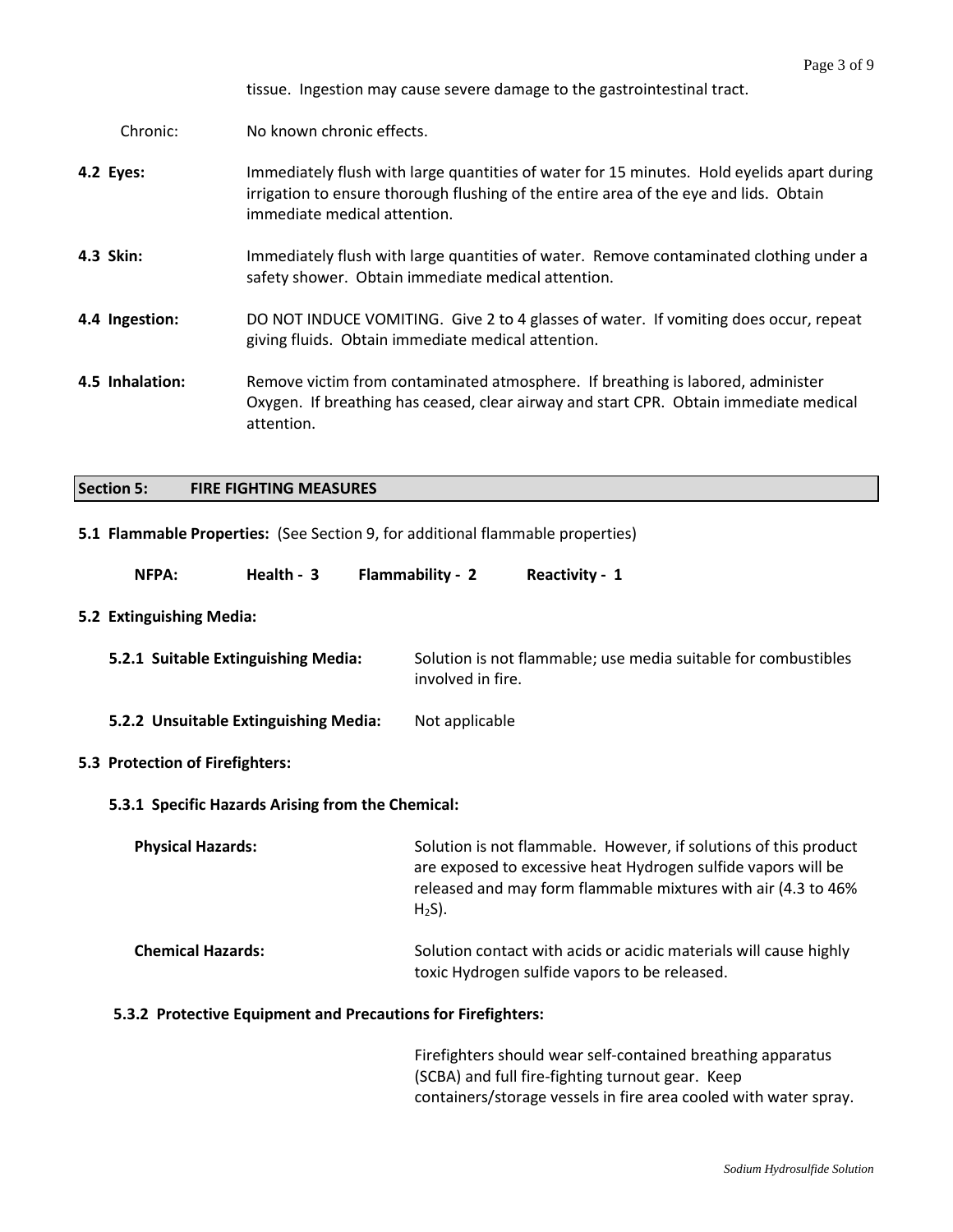tissue. Ingestion may cause severe damage to the gastrointestinal tract.

Chronic: No known chronic effects.

**4.2 Eyes:** Immediately flush with large quantities of water for 15 minutes. Hold eyelids apart during irrigation to ensure thorough flushing of the entire area of the eye and lids. Obtain immediate medical attention.

**4.3 Skin:** Immediately flush with large quantities of water. Remove contaminated clothing under a safety shower. Obtain immediate medical attention.

**4.4 Ingestion:** DO NOT INDUCE VOMITING. Give 2 to 4 glasses of water. If vomiting does occur, repeat giving fluids. Obtain immediate medical attention.

**4.5 Inhalation:** Remove victim from contaminated atmosphere. If breathing is labored, administer Oxygen. If breathing has ceased, clear airway and start CPR. Obtain immediate medical attention.

## Section 5: FIRE FIGHTING MEASURES

**5.1 Flammable Properties:** (See Section 9, for additional flammable properties)

**NFPA: Health - 3 Flammability - 2 Reactivity - 1**

**5.2 Extinguishing Media:**

**5.2.1 Suitable Extinguishing Media:** Solution is not flammable; use media suitable for combustibles involved in fire.

**5.2.2 Unsuitable Extinguishing Media:** Not applicable

**5.3 Protection of Firefighters:**

**5.3.1 Specific Hazards Arising from the Chemical:**

**Physical Hazards:** Solution is not flammable. However, if solutions of this product are exposed to excessive heat Hydrogen sulfide vapors will be released and may form flammable mixtures with air (4.3 to 46% $H_2S$).

**Chemical Hazards:** Solution contact with acids or acidic materials will cause highly toxic Hydrogen sulfide vapors to be released.

**5.3.2 Protective Equipment and Precautions for Firefighters:**

Firefighters should wear self-contained breathing apparatus (SCBA) and full fire-fighting turnout gear. Keep containers/storage vessels in fire area cooled with water spray.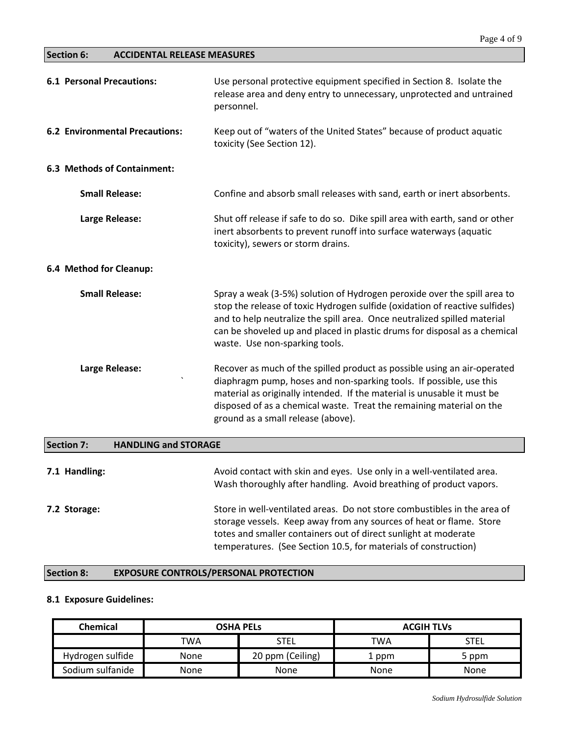## Section 6: ACCIDENTAL RELEASE MEASURES

**6.1 Personal Precautions:** Use personal protective equipment specified in Section 8. Isolate the release area and deny entry to unnecessary, unprotected and untrained personnel.

**6.2 Environmental Precautions:** Keep out of "waters of the United States" because of product aquatic toxicity (See Section 12).

**6.3 Methods of Containment:**

**Small Release:** Confine and absorb small releases with sand, earth or inert absorbents.

**Large Release:** Shut off release if safe to do so. Dike spill area with earth, sand or other inert absorbents to prevent runoff into surface waterways (aquatic toxicity), sewers or storm drains.

**6.4 Method for Cleanup:**

**Small Release:** Spray a weak (3-5%) solution of Hydrogen peroxide over the spill area to stop the release of toxic Hydrogen sulfide (oxidation of reactive sulfides) and to help neutralize the spill area. Once neutralized spilled material can be shoveled up and placed in plastic drums for disposal as a chemical waste. Use non-sparking tools.

**Large Release:** Recover as much of the spilled product as possible using an air-operated diaphragm pump, hoses and non-sparking tools. If possible, use this material as originally intended. If the material is unusable it must be disposed of as a chemical waste. Treat the remaining material on the ground as a small release (above).

## Section 7: HANDLING and STORAGE

**7.1 Handling:** Avoid contact with skin and eyes. Use only in a well-ventilated area. Wash thoroughly after handling. Avoid breathing of product vapors.

**7.2 Storage:** Store in well-ventilated areas. Do not store combustibles in the area of storage vessels. Keep away from any sources of heat or flame. Store totes and smaller containers out of direct sunlight at moderate temperatures. (See Section 10.5, for materials of construction)

## Section 8: EXPOSURE CONTROLS/PERSONAL PROTECTION

**8.1 Exposure Guidelines:**

| Chemical | OSHA PELs | | ACGIH TLVs | |
|---|---|---|---|---|
| | TWA | STEL | TWA | STEL |
| Hydrogen sulfide | None | 20 ppm (Ceiling) | 1 ppm | 5 ppm |
| Sodium sulfanide | None | None | None | None |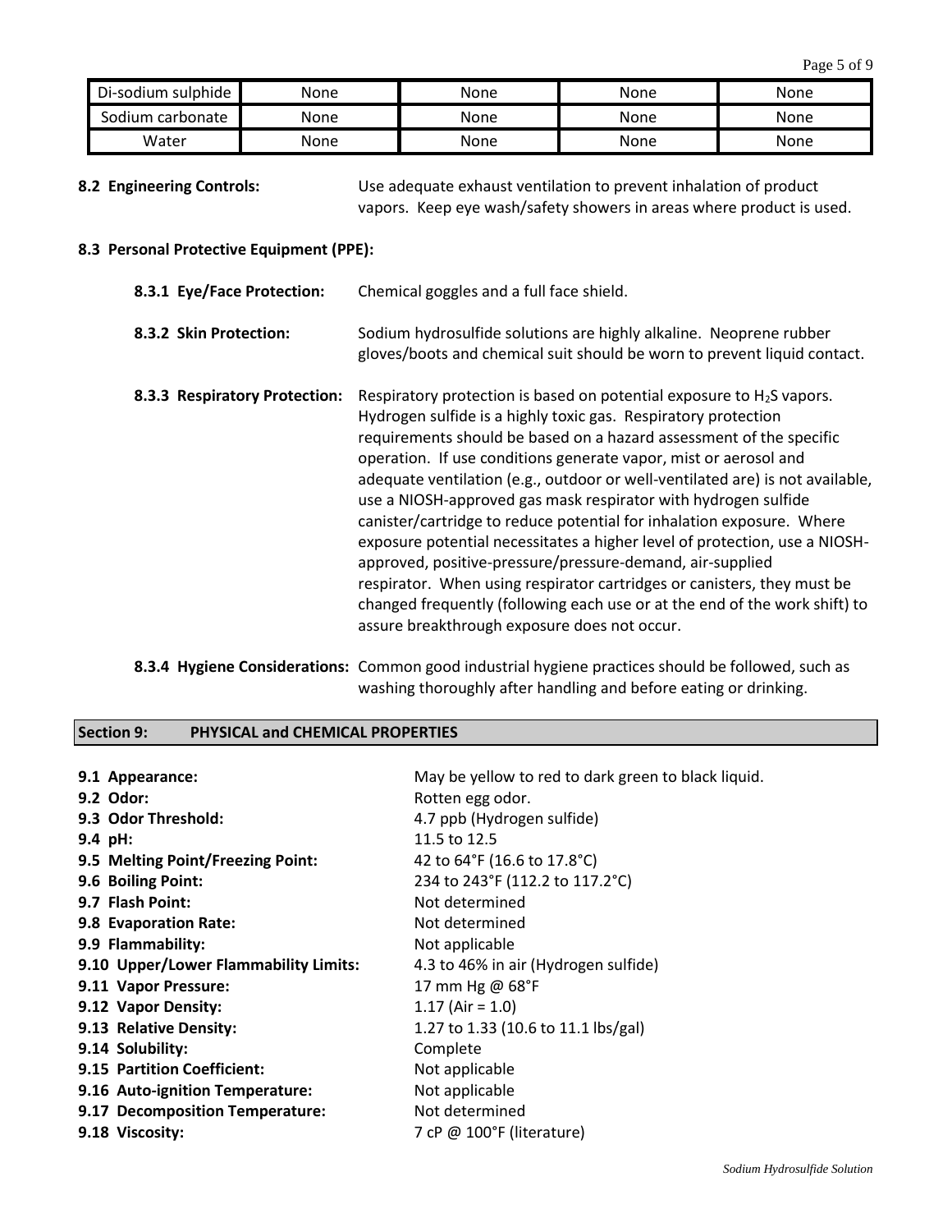| | | | | |
|---|---|---|---|---|
| Di-sodium sulphide | None | None | None | None |
| Sodium carbonate | None | None | None | None |
| Water | None | None | None | None |

**8.2 Engineering Controls:** Use adequate exhaust ventilation to prevent inhalation of product vapors. Keep eye wash/safety showers in areas where product is used.

**8.3 Personal Protective Equipment (PPE):**

**8.3.1 Eye/Face Protection:** Chemical goggles and a full face shield.

**8.3.2 Skin Protection:** Sodium hydrosulfide solutions are highly alkaline. Neoprene rubber gloves/boots and chemical suit should be worn to prevent liquid contact.

**8.3.3 Respiratory Protection:** Respiratory protection is based on potential exposure to $H_2S$ vapors. Hydrogen sulfide is a highly toxic gas. Respiratory protection requirements should be based on a hazard assessment of the specific operation. If use conditions generate vapor, mist or aerosol and adequate ventilation (e.g., outdoor or well-ventilated are) is not available, use a NIOSH-approved gas mask respirator with hydrogen sulfide canister/cartridge to reduce potential for inhalation exposure. Where exposure potential necessitates a higher level of protection, use a NIOSH-approved, positive-pressure/pressure-demand, air-supplied respirator. When using respirator cartridges or canisters, they must be changed frequently (following each use or at the end of the work shift) to assure breakthrough exposure does not occur.

**8.3.4 Hygiene Considerations:** Common good industrial hygiene practices should be followed, such as washing thoroughly after handling and before eating or drinking.

## Section 9: PHYSICAL and CHEMICAL PROPERTIES

**9.1 Appearance:** May be yellow to red to dark green to black liquid.
**9.2 Odor:** Rotten egg odor.
**9.3 Odor Threshold:** 4.7 ppb (Hydrogen sulfide)
**9.4 pH:** 11.5 to 12.5
**9.5 Melting Point/Freezing Point:** 42 to 64°F (16.6 to 17.8°C)
**9.6 Boiling Point:** 234 to 243°F (112.2 to 117.2°C)
**9.7 Flash Point:** Not determined
**9.8 Evaporation Rate:** Not determined
**9.9 Flammability:** Not applicable
**9.10 Upper/Lower Flammability Limits:** 4.3 to 46% in air (Hydrogen sulfide)
**9.11 Vapor Pressure:** 17 mm Hg @ 68°F
**9.12 Vapor Density:** 1.17 (Air = 1.0)
**9.13 Relative Density:** 1.27 to 1.33 (10.6 to 11.1 lbs/gal)
**9.14 Solubility:** Complete
**9.15 Partition Coefficient:** Not applicable
**9.16 Auto-ignition Temperature:** Not applicable
**9.17 Decomposition Temperature:** Not determined
**9.18 Viscosity:** 7 cP @ 100°F (literature)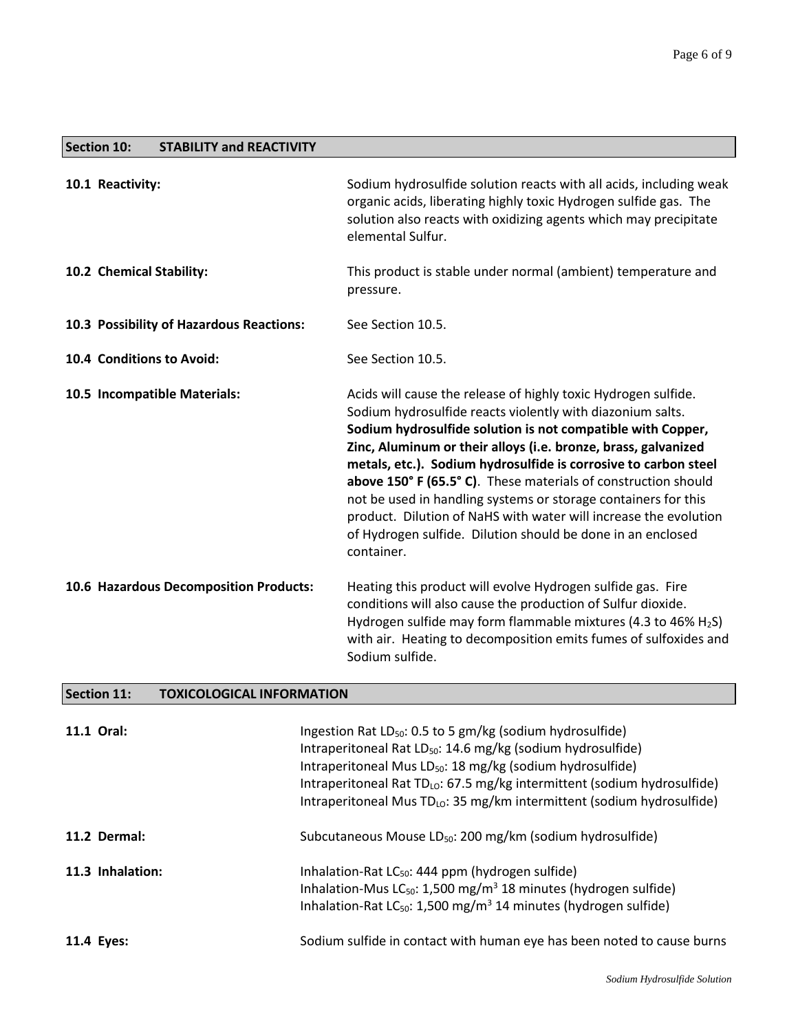## Section 10: STABILITY and REACTIVITY

**10.1 Reactivity:** Sodium hydrosulfide solution reacts with all acids, including weak organic acids, liberating highly toxic Hydrogen sulfide gas. The solution also reacts with oxidizing agents which may precipitate elemental Sulfur.

**10.2 Chemical Stability:** This product is stable under normal (ambient) temperature and pressure.

**10.3 Possibility of Hazardous Reactions:** See Section 10.5.

**10.4 Conditions to Avoid:** See Section 10.5.

**10.5 Incompatible Materials:** Acids will cause the release of highly toxic Hydrogen sulfide. Sodium hydrosulfide reacts violently with diazonium salts. **Sodium hydrosulfide solution is not compatible with Copper, Zinc, Aluminum or their alloys (i.e. bronze, brass, galvanized metals, etc.). Sodium hydrosulfide is corrosive to carbon steel above 150° F (65.5° C)**. These materials of construction should not be used in handling systems or storage containers for this product. Dilution of NaHS with water will increase the evolution of Hydrogen sulfide. Dilution should be done in an enclosed container.

**10.6 Hazardous Decomposition Products:** Heating this product will evolve Hydrogen sulfide gas. Fire conditions will also cause the production of Sulfur dioxide. Hydrogen sulfide may form flammable mixtures (4.3 to 46% $H_2S$) with air. Heating to decomposition emits fumes of sulfoxides and Sodium sulfide.

## Section 11: TOXICOLOGICAL INFORMATION

**11.1 Oral:**
Ingestion Rat $LD_{50}$: 0.5 to 5 gm/kg (sodium hydrosulfide)
Intraperitoneal Rat $LD_{50}$: 14.6 mg/kg (sodium hydrosulfide)
Intraperitoneal Mus $LD_{50}$: 18 mg/kg (sodium hydrosulfide)
Intraperitoneal Rat $TD_{LO}$: 67.5 mg/kg intermittent (sodium hydrosulfide)
Intraperitoneal Mus $TD_{LO}$: 35 mg/km intermittent (sodium hydrosulfide)

**11.2 Dermal:**
Subcutaneous Mouse $LD_{50}$: 200 mg/km (sodium hydrosulfide)

**11.3 Inhalation:**
Inhalation-Rat $LC_{50}$: 444 ppm (hydrogen sulfide)
Inhalation-Mus $LC_{50}$: 1,500 mg/m$^3$ 18 minutes (hydrogen sulfide)
Inhalation-Rat $LC_{50}$: 1,500 mg/m$^3$ 14 minutes (hydrogen sulfide)

**11.4 Eyes:**
Sodium sulfide in contact with human eye has been noted to cause burns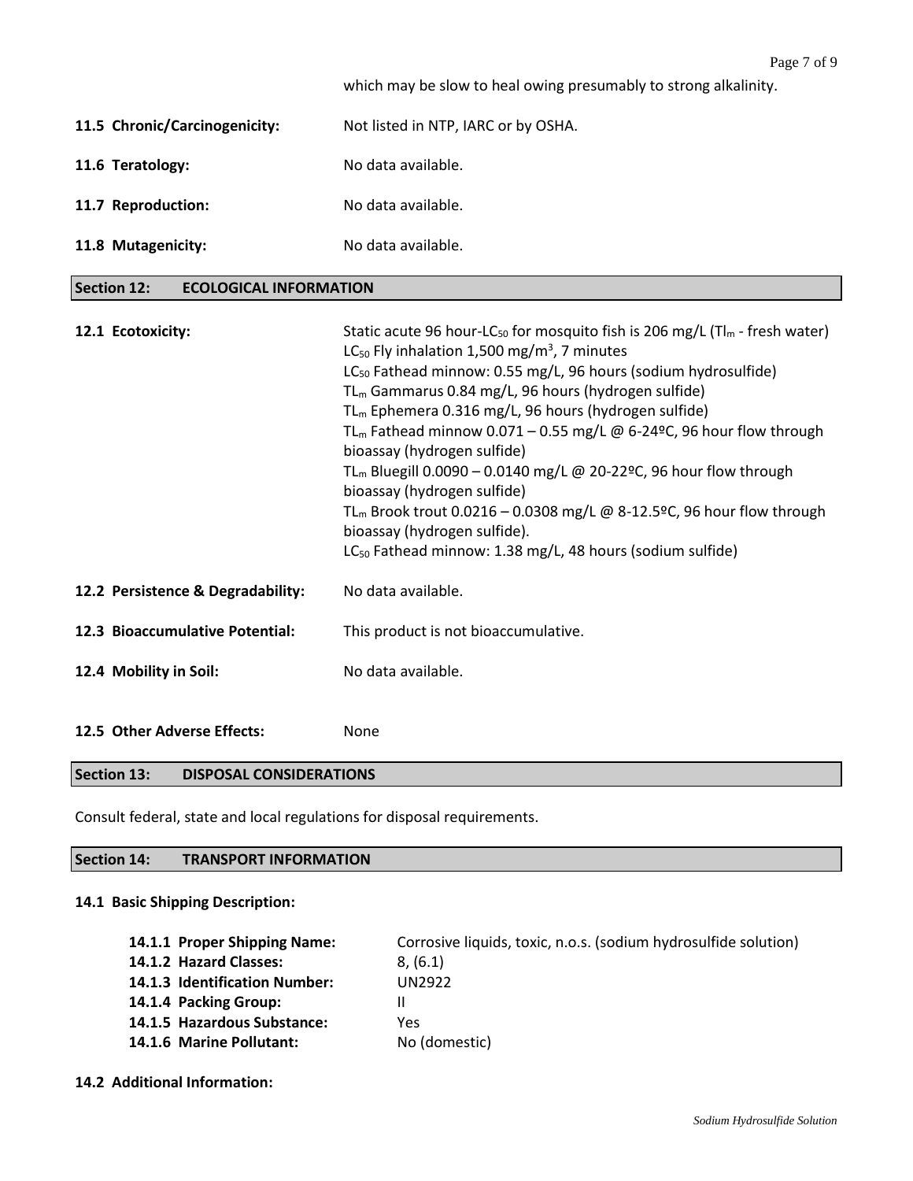which may be slow to heal owing presumably to strong alkalinity.

**11.5 Chronic/Carcinogenicity:** Not listed in NTP, IARC or by OSHA.

**11.6 Teratology:** No data available.

**11.7 Reproduction:** No data available.

**11.8 Mutagenicity:** No data available.

## Section 12: ECOLOGICAL INFORMATION

**12.1 Ecotoxicity:**

Static acute 96 hour-$LC_{50}$ for mosquito fish is 206 mg/L ($Tl_m$ - fresh water)
$LC_{50}$ Fly inhalation 1,500 mg/$m^3$, 7 minutes
$LC_{50}$ Fathead minnow: 0.55 mg/L, 96 hours (sodium hydrosulfide)
$TL_m$ Gammarus 0.84 mg/L, 96 hours (hydrogen sulfide)
$TL_m$ Ephemera 0.316 mg/L, 96 hours (hydrogen sulfide)
$TL_m$ Fathead minnow 0.071 – 0.55 mg/L @ 6-24ºC, 96 hour flow through bioassay (hydrogen sulfide)
$TL_m$ Bluegill 0.0090 – 0.0140 mg/L @ 20-22ºC, 96 hour flow through bioassay (hydrogen sulfide)
$TL_m$ Brook trout 0.0216 – 0.0308 mg/L @ 8-12.5ºC, 96 hour flow through bioassay (hydrogen sulfide).
$LC_{50}$ Fathead minnow: 1.38 mg/L, 48 hours (sodium sulfide)

**12.2 Persistence & Degradability:** No data available.

**12.3 Bioaccumulative Potential:** This product is not bioaccumulative.

**12.4 Mobility in Soil:** No data available.

**12.5 Other Adverse Effects:** None

## Section 13: DISPOSAL CONSIDERATIONS

Consult federal, state and local regulations for disposal requirements.

## Section 14: TRANSPORT INFORMATION

**14.1 Basic Shipping Description:**

**14.1.1 Proper Shipping Name:** Corrosive liquids, toxic, n.o.s. (sodium hydrosulfide solution)
**14.1.2 Hazard Classes:** 8, (6.1)
**14.1.3 Identification Number:** UN2922
**14.1.4 Packing Group:** II
**14.1.5 Hazardous Substance:** Yes
**14.1.6 Marine Pollutant:** No (domestic)

**14.2 Additional Information:**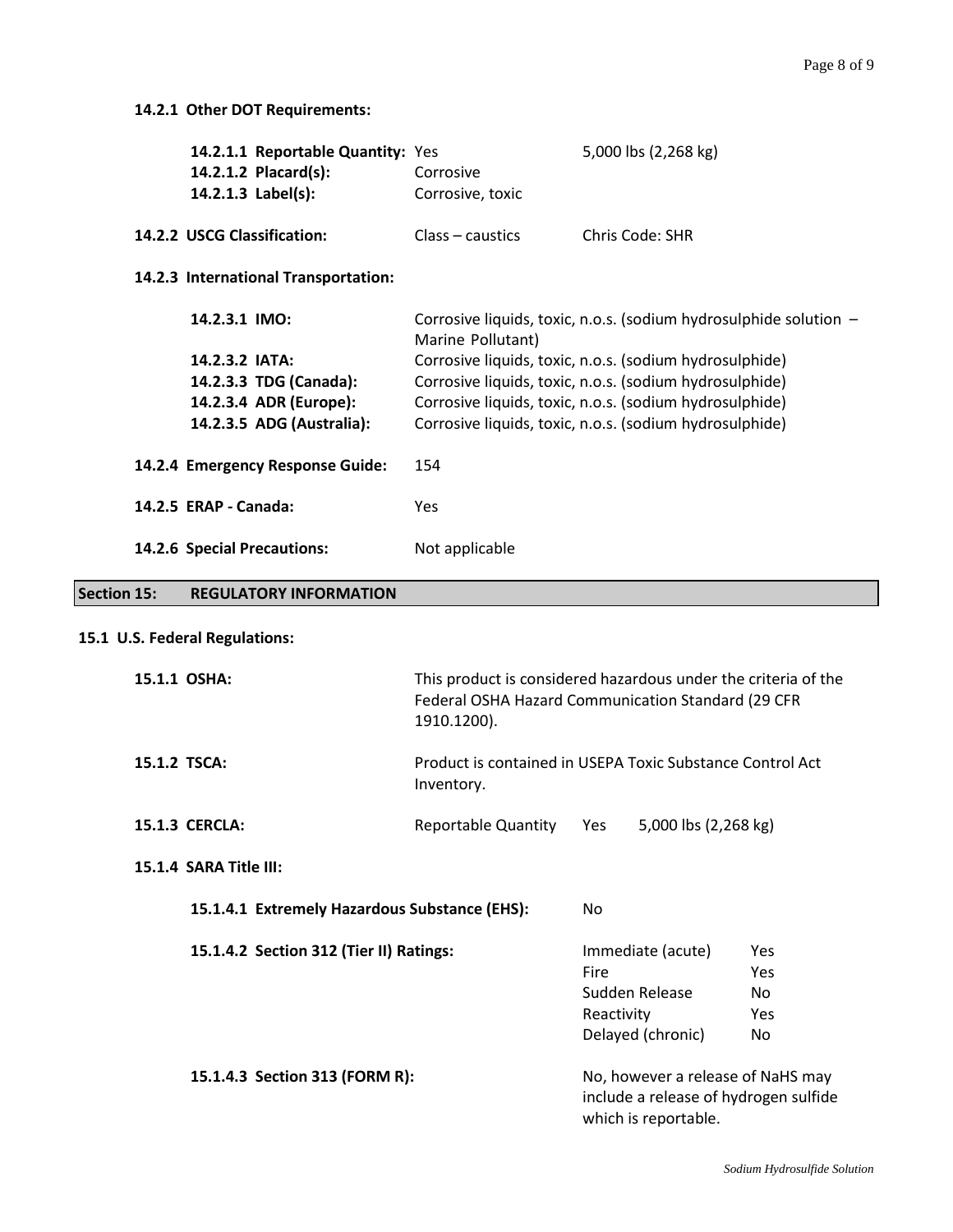**14.2.1 Other DOT Requirements:**

| | | |
|---|---|---|
| **14.2.1.1 Reportable Quantity:** | Yes | 5,000 lbs (2,268 kg) |
| **14.2.1.2 Placard(s):** | Corrosive | |
| **14.2.1.3 Label(s):** | Corrosive, toxic | |

**14.2.2 USCG Classification:** Class – caustics Chris Code: SHR

**14.2.3 International Transportation:**

| | |
|---|---|
| **14.2.3.1 IMO:** | Corrosive liquids, toxic, n.o.s. (sodium hydrosulphide solution – Marine Pollutant) |
| **14.2.3.2 IATA:** | Corrosive liquids, toxic, n.o.s. (sodium hydrosulphide) |
| **14.2.3.3 TDG (Canada):** | Corrosive liquids, toxic, n.o.s. (sodium hydrosulphide) |
| **14.2.3.4 ADR (Europe):** | Corrosive liquids, toxic, n.o.s. (sodium hydrosulphide) |
| **14.2.3.5 ADG (Australia):** | Corrosive liquids, toxic, n.o.s. (sodium hydrosulphide) |

**14.2.4 Emergency Response Guide:** 154

**14.2.5 ERAP - Canada:** Yes

**14.2.6 Special Precautions:** Not applicable

## Section 15: REGULATORY INFORMATION

**15.1 U.S. Federal Regulations:**

**15.1.1 OSHA:** This product is considered hazardous under the criteria of the Federal OSHA Hazard Communication Standard (29 CFR 1910.1200).

**15.1.2 TSCA:** Product is contained in USEPA Toxic Substance Control Act Inventory.

**15.1.3 CERCLA:** Reportable Quantity Yes 5,000 lbs (2,268 kg)

**15.1.4 SARA Title III:**

**15.1.4.1 Extremely Hazardous Substance (EHS):** No

**15.1.4.2 Section 312 (Tier II) Ratings:**

| | |
|---|---|
| Immediate (acute) | Yes |
| Fire | Yes |
| Sudden Release | No |
| Reactivity | Yes |
| Delayed (chronic) | No |

**15.1.4.3 Section 313 (FORM R):** No, however a release of NaHS may include a release of hydrogen sulfide which is reportable.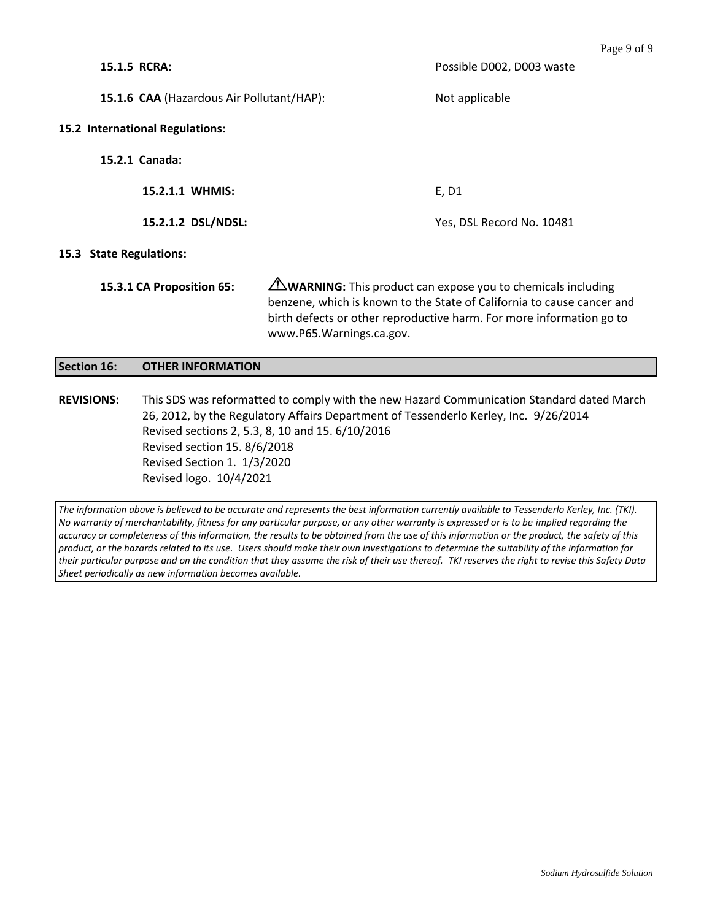**15.1.5 RCRA:** Possible D002, D003 waste

**15.1.6 CAA** (Hazardous Air Pollutant/HAP): Not applicable

**15.2 International Regulations:**

**15.2.1 Canada:**

**15.2.1.1 WHMIS:** E, D1

**15.2.1.2 DSL/NDSL:** Yes, DSL Record No. 10481

**15.3 State Regulations:**

**15.3.1 CA Proposition 65:** ⚠**WARNING:** This product can expose you to chemicals including benzene, which is known to the State of California to cause cancer and birth defects or other reproductive harm. For more information go to www.P65.Warnings.ca.gov.

## Section 16: OTHER INFORMATION

**REVISIONS:** This SDS was reformatted to comply with the new Hazard Communication Standard dated March 26, 2012, by the Regulatory Affairs Department of Tessenderlo Kerley, Inc. 9/26/2014
Revised sections 2, 5.3, 8, 10 and 15. 6/10/2016
Revised section 15. 8/6/2018
Revised Section 1. 1/3/2020
Revised logo. 10/4/2021

*The information above is believed to be accurate and represents the best information currently available to Tessenderlo Kerley, Inc. (TKI). No warranty of merchantability, fitness for any particular purpose, or any other warranty is expressed or is to be implied regarding the accuracy or completeness of this information, the results to be obtained from the use of this information or the product, the safety of this product, or the hazards related to its use. Users should make their own investigations to determine the suitability of the information for their particular purpose and on the condition that they assume the risk of their use thereof. TKI reserves the right to revise this Safety Data Sheet periodically as new information becomes available.*